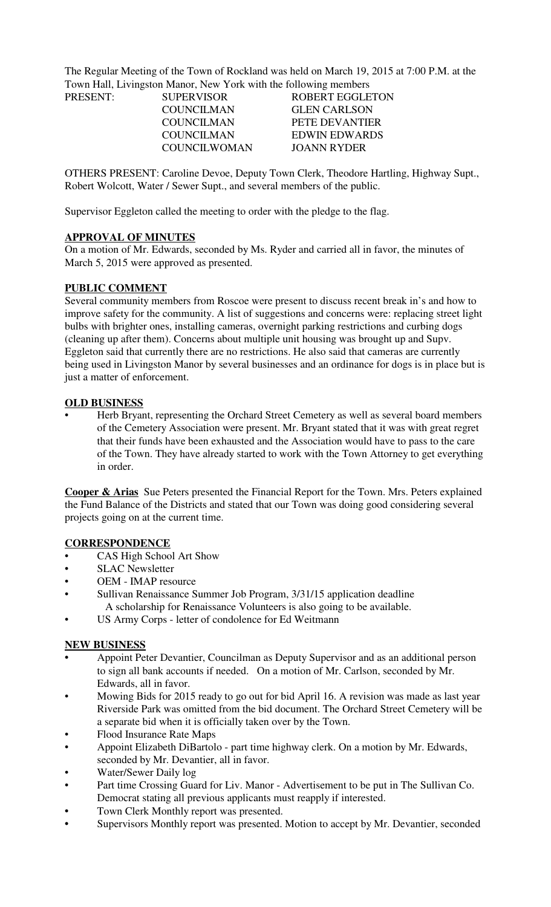The Regular Meeting of the Town of Rockland was held on March 19, 2015 at 7:00 P.M. at the Town Hall, Livingston Manor, New York with the following members

| PRESENT: | SUPERVISOR | ROBERT EGGLETON |
|---|---|---|
| | COUNCILMAN | GLEN CARLSON |
| | COUNCILMAN | PETE DEVANTIER |
| | COUNCILMAN | EDWIN EDWARDS |
| | COUNCILWOMAN | JOANN RYDER |

OTHERS PRESENT: Caroline Devoe, Deputy Town Clerk, Theodore Hartling, Highway Supt., Robert Wolcott, Water / Sewer Supt., and several members of the public.

Supervisor Eggleton called the meeting to order with the pledge to the flag.

## APPROVAL OF MINUTES

On a motion of Mr. Edwards, seconded by Ms. Ryder and carried all in favor, the minutes of March 5, 2015 were approved as presented.

## PUBLIC COMMENT

Several community members from Roscoe were present to discuss recent break in's and how to improve safety for the community. A list of suggestions and concerns were: replacing street light bulbs with brighter ones, installing cameras, overnight parking restrictions and curbing dogs (cleaning up after them). Concerns about multiple unit housing was brought up and Supv. Eggleton said that currently there are no restrictions. He also said that cameras are currently being used in Livingston Manor by several businesses and an ordinance for dogs is in place but is just a matter of enforcement.

## OLD BUSINESS

- Herb Bryant, representing the Orchard Street Cemetery as well as several board members of the Cemetery Association were present. Mr. Bryant stated that it was with great regret that their funds have been exhausted and the Association would have to pass to the care of the Town. They have already started to work with the Town Attorney to get everything in order.

**Cooper & Arias** Sue Peters presented the Financial Report for the Town. Mrs. Peters explained the Fund Balance of the Districts and stated that our Town was doing good considering several projects going on at the current time.

## CORRESPONDENCE

- CAS High School Art Show
- SLAC Newsletter
- OEM - IMAP resource
- Sullivan Renaissance Summer Job Program, 3/31/15 application deadline
  A scholarship for Renaissance Volunteers is also going to be available.
- US Army Corps - letter of condolence for Ed Weitmann

## NEW BUSINESS

- Appoint Peter Devantier, Councilman as Deputy Supervisor and as an additional person to sign all bank accounts if needed. On a motion of Mr. Carlson, seconded by Mr. Edwards, all in favor.
- Mowing Bids for 2015 ready to go out for bid April 16. A revision was made as last year Riverside Park was omitted from the bid document. The Orchard Street Cemetery will be a separate bid when it is officially taken over by the Town.
- Flood Insurance Rate Maps
- Appoint Elizabeth DiBartolo - part time highway clerk. On a motion by Mr. Edwards, seconded by Mr. Devantier, all in favor.
- Water/Sewer Daily log
- Part time Crossing Guard for Liv. Manor - Advertisement to be put in The Sullivan Co. Democrat stating all previous applicants must reapply if interested.
- Town Clerk Monthly report was presented.
- Supervisors Monthly report was presented. Motion to accept by Mr. Devantier, seconded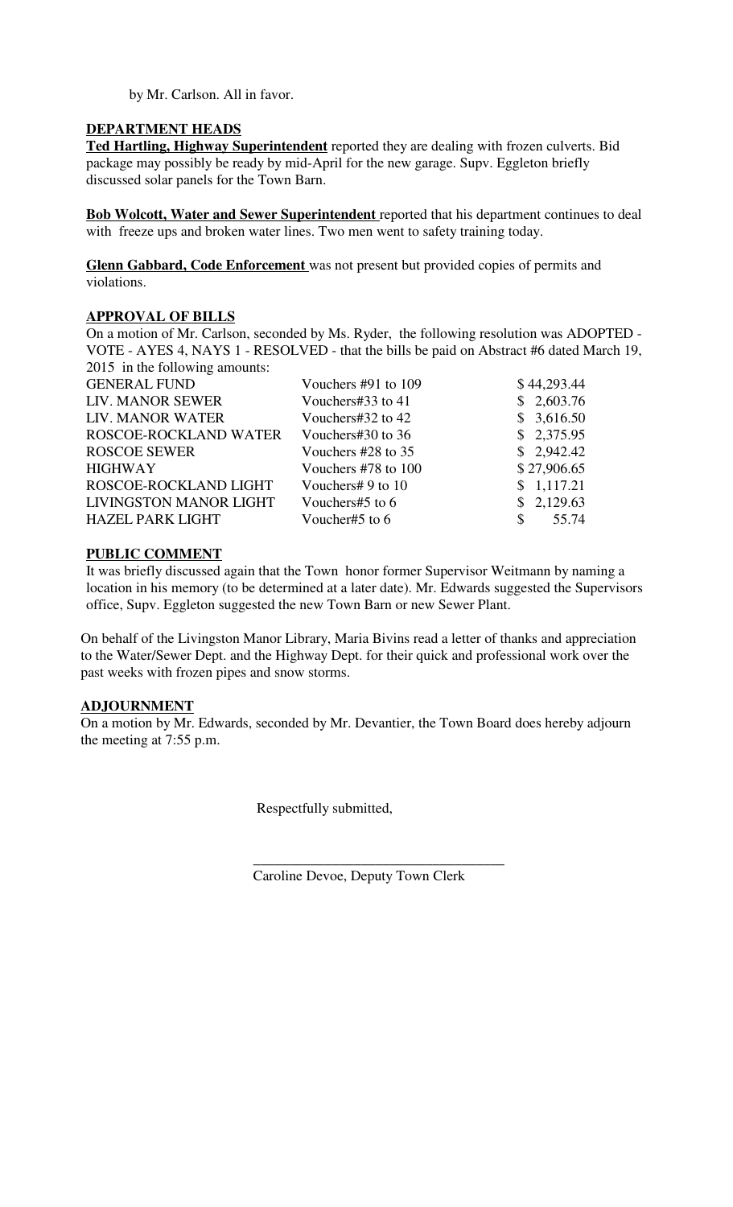by Mr. Carlson. All in favor.

## DEPARTMENT HEADS

**Ted Hartling, Highway Superintendent** reported they are dealing with frozen culverts. Bid package may possibly be ready by mid-April for the new garage. Supv. Eggleton briefly discussed solar panels for the Town Barn.

**Bob Wolcott, Water and Sewer Superintendent** reported that his department continues to deal with freeze ups and broken water lines. Two men went to safety training today.

**Glenn Gabbard, Code Enforcement** was not present but provided copies of permits and violations.

## APPROVAL OF BILLS

On a motion of Mr. Carlson, seconded by Ms. Ryder, the following resolution was ADOPTED - VOTE - AYES 4, NAYS 1 - RESOLVED - that the bills be paid on Abstract #6 dated March 19, 2015 in the following amounts:

| | | |
|---|---|---|
| GENERAL FUND | Vouchers #91 to 109 | $ 44,293.44 |
| LIV. MANOR SEWER | Vouchers#33 to 41 | $ 2,603.76 |
| LIV. MANOR WATER | Vouchers#32 to 42 | $ 3,616.50 |
| ROSCOE-ROCKLAND WATER | Vouchers#30 to 36 | $ 2,375.95 |
| ROSCOE SEWER | Vouchers #28 to 35 | $ 2,942.42 |
| HIGHWAY | Vouchers #78 to 100 | $ 27,906.65 |
| ROSCOE-ROCKLAND LIGHT | Vouchers# 9 to 10 | $ 1,117.21 |
| LIVINGSTON MANOR LIGHT | Vouchers#5 to 6 | $ 2,129.63 |
| HAZEL PARK LIGHT | Voucher#5 to 6 | $ 55.74 |

## PUBLIC COMMENT

It was briefly discussed again that the Town honor former Supervisor Weitmann by naming a location in his memory (to be determined at a later date). Mr. Edwards suggested the Supervisors office, Supv. Eggleton suggested the new Town Barn or new Sewer Plant.

On behalf of the Livingston Manor Library, Maria Bivins read a letter of thanks and appreciation to the Water/Sewer Dept. and the Highway Dept. for their quick and professional work over the past weeks with frozen pipes and snow storms.

## ADJOURNMENT

On a motion by Mr. Edwards, seconded by Mr. Devantier, the Town Board does hereby adjourn the meeting at 7:55 p.m.

Respectfully submitted,

___________________________________

Caroline Devoe, Deputy Town Clerk